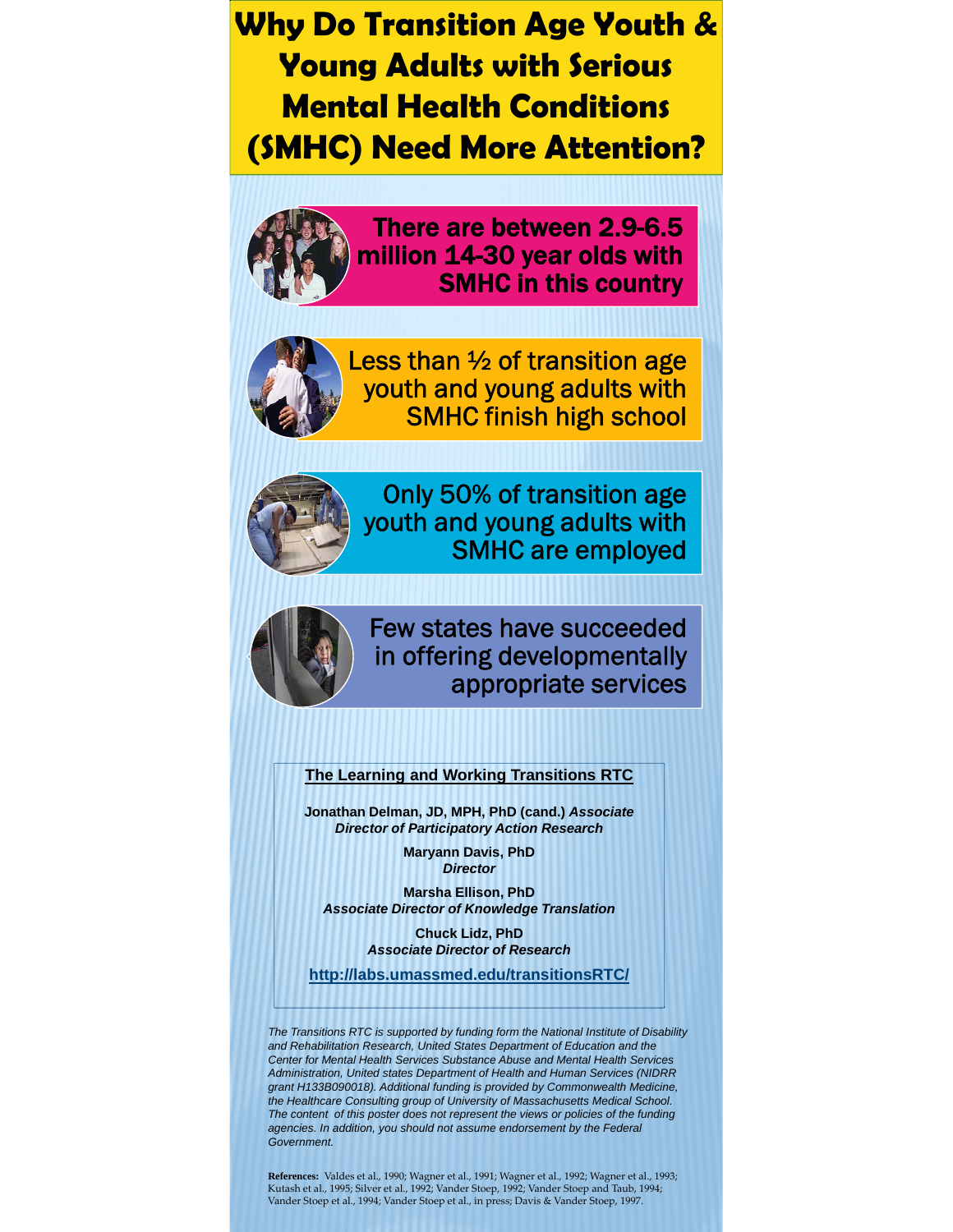# Why Do Transition Age Youth & Young Adults with Serious Mental Health Conditions (SMHC) Need More Attention?

**There are between 2.9-6.5 million 14-30 year olds with SMHC in this country**

Less than ½ of transition age youth and young adults with SMHC finish high school

Only 50% of transition age youth and young adults with SMHC are employed

Few states have succeeded in offering developmentally appropriate services

**The Learning and Working Transitions RTC**

**Jonathan Delman, JD, MPH, PhD (cand.)** ***Associate Director of Participatory Action Research***

**Maryann Davis, PhD**
***Director***

**Marsha Ellison, PhD**
***Associate Director of Knowledge Translation***

**Chuck Lidz, PhD**
***Associate Director of Research***

**http://labs.umassmed.edu/transitionsRTC/**

*The Transitions RTC is supported by funding form the National Institute of Disability and Rehabilitation Research, United States Department of Education and the Center for Mental Health Services Substance Abuse and Mental Health Services Administration, United states Department of Health and Human Services (NIDRR grant H133B090018). Additional funding is provided by Commonwealth Medicine, the Healthcare Consulting group of University of Massachusetts Medical School. The content of this poster does not represent the views or policies of the funding agencies. In addition, you should not assume endorsement by the Federal Government.*

**References:** Valdes et al., 1990; Wagner et al., 1991; Wagner et al., 1992; Wagner et al., 1993; Kutash et al., 1995; Silver et al., 1992; Vander Stoep, 1992; Vander Stoep and Taub, 1994; Vander Stoep et al., 1994; Vander Stoep et al., in press; Davis & Vander Stoep, 1997.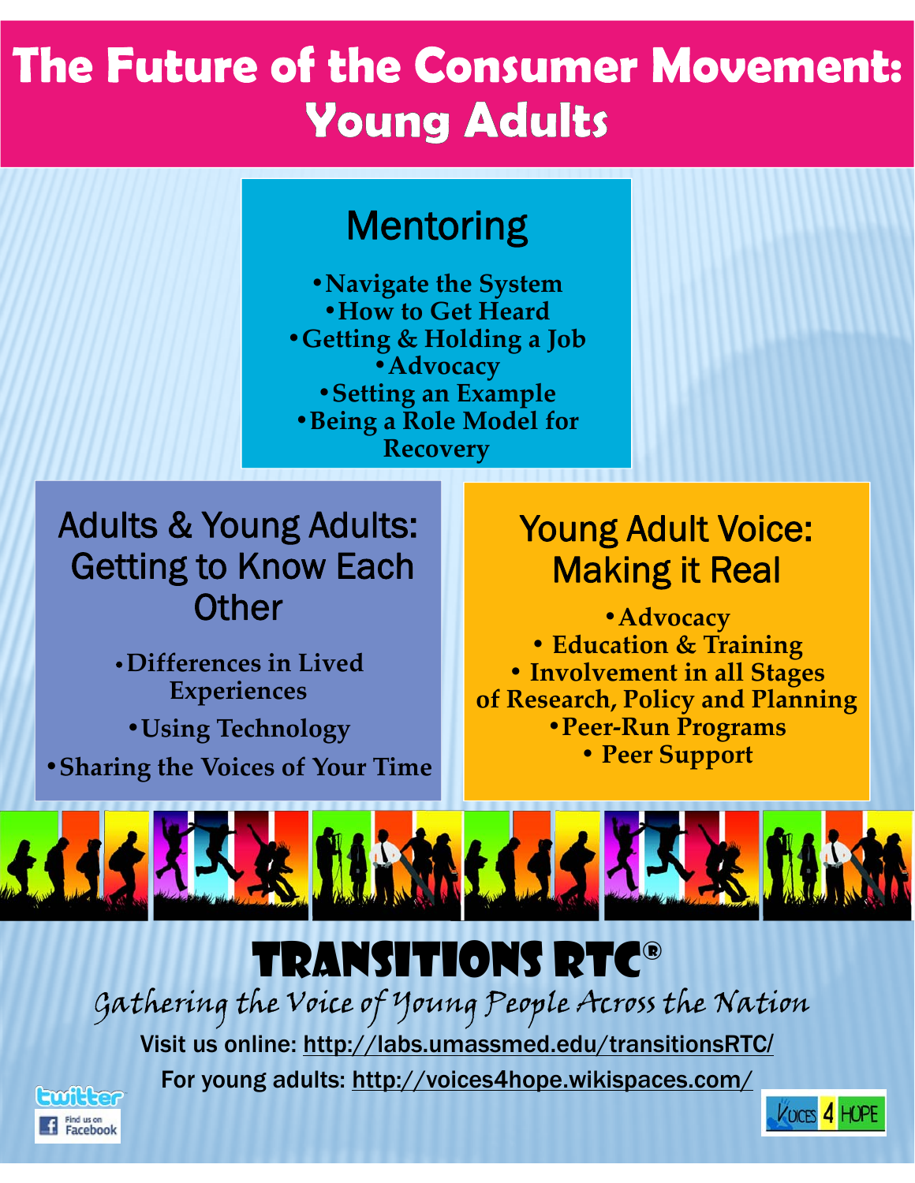# The Future of the Consumer Movement: Young Adults

## Mentoring

- Navigate the System
- How to Get Heard
- Getting & Holding a Job
- Advocacy
- Setting an Example
- Being a Role Model for Recovery

## Adults & Young Adults: Getting to Know Each Other

- Differences in Lived Experiences
- Using Technology
- Sharing the Voices of Your Time

## Young Adult Voice: Making it Real

- Advocacy
- Education & Training
- Involvement in all Stages of Research, Policy and Planning
- Peer-Run Programs
- Peer Support

# TRANSITIONS RTC®

*Gathering the Voice of Young People Across the Nation*

Visit us online: http://labs.umassmed.edu/transitionsRTC/

For young adults: http://voices4hope.wikispaces.com/

twitter

Find us on Facebook

Voices 4 Hope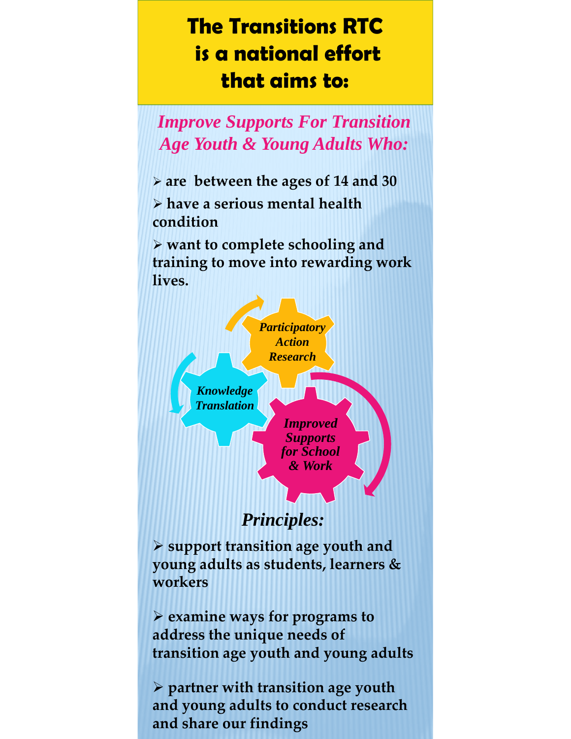# The Transitions RTC is a national effort that aims to:

## *Improve Supports For Transition Age Youth & Young Adults Who:*

- **are between the ages of 14 and 30**
- **have a serious mental health condition**
- **want to complete schooling and training to move into rewarding work lives.**

*Participatory Action Research*

*Knowledge Translation*

*Improved Supports for School & Work*

## *Principles:*

- **support transition age youth and young adults as students, learners & workers**
- **examine ways for programs to address the unique needs of transition age youth and young adults**
- **partner with transition age youth and young adults to conduct research and share our findings**